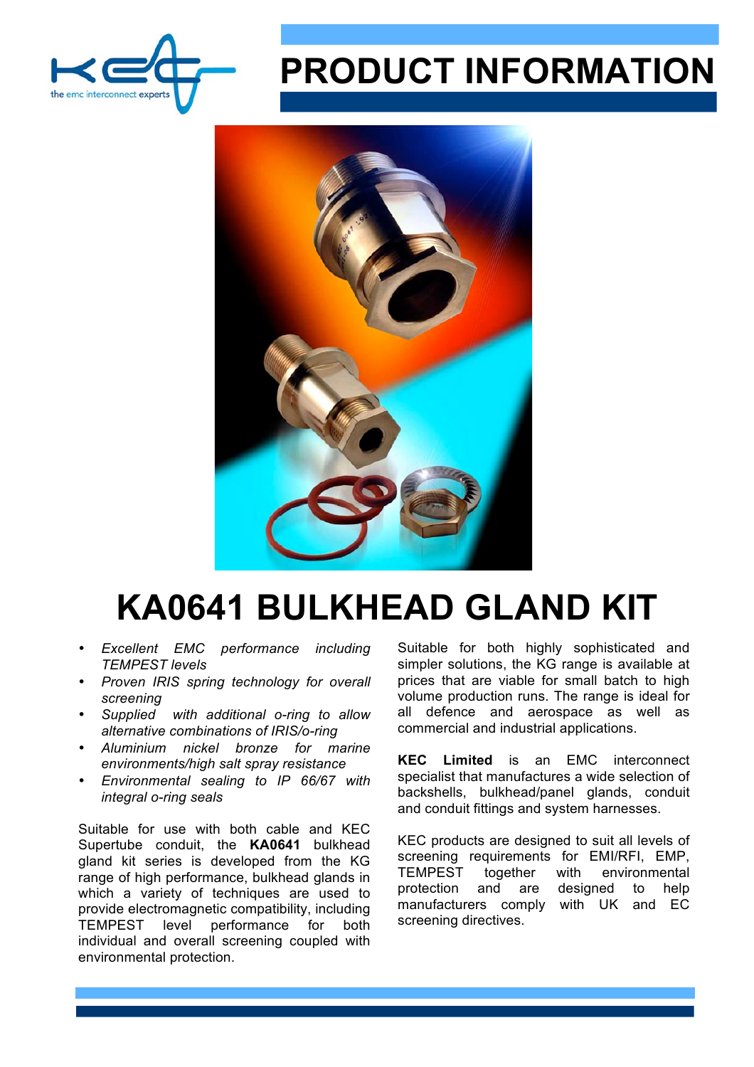the emc interconnect experts

# PRODUCT INFORMATION

# KA0641 BULKHEAD GLAND KIT

- *Excellent EMC performance including TEMPEST levels*
- *Proven IRIS spring technology for overall screening*
- *Supplied with additional o-ring to allow alternative combinations of IRIS/o-ring*
- *Aluminium nickel bronze for marine environments/high salt spray resistance*
- *Environmental sealing to IP 66/67 with integral o-ring seals*

Suitable for use with both cable and KEC Supertube conduit, the **KA0641** bulkhead gland kit series is developed from the KG range of high performance, bulkhead glands in which a variety of techniques are used to provide electromagnetic compatibility, including TEMPEST level performance for both individual and overall screening coupled with environmental protection.

Suitable for both highly sophisticated and simpler solutions, the KG range is available at prices that are viable for small batch to high volume production runs. The range is ideal for all defence and aerospace as well as commercial and industrial applications.

**KEC Limited** is an EMC interconnect specialist that manufactures a wide selection of backshells, bulkhead/panel glands, conduit and conduit fittings and system harnesses.

KEC products are designed to suit all levels of screening requirements for EMI/RFI, EMP, TEMPEST together with environmental protection and are designed to help manufacturers comply with UK and EC screening directives.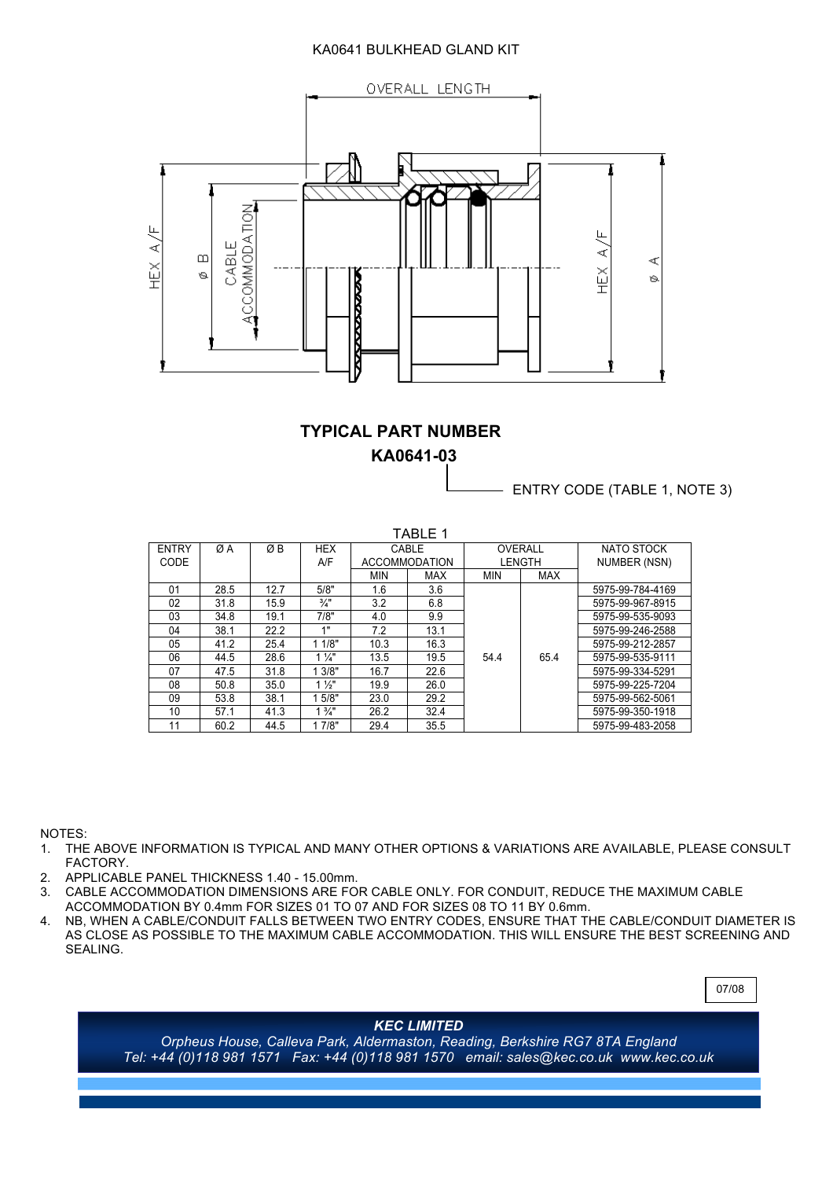KA0641 BULKHEAD GLAND KIT

OVERALL LENGTH

HEX A/F

Ø B

CABLE ACCOMMODATION

HEX A/F

Ø A

## TYPICAL PART NUMBER

**KA0641-03**

ENTRY CODE (TABLE 1, NOTE 3)

TABLE 1

| ENTRY CODE | Ø A | Ø B | HEX A/F | CABLE ACCOMMODATION | | OVERALL LENGTH | | NATO STOCK NUMBER (NSN) |
|---|---|---|---|---|---|---|---|---|
| | | | | MIN | MAX | MIN | MAX | |
| 01 | 28.5 | 12.7 | 5/8" | 1.6 | 3.6 | 54.4 | 65.4 | 5975-99-784-4169 |
| 02 | 31.8 | 15.9 | ¾" | 3.2 | 6.8 | | | 5975-99-967-8915 |
| 03 | 34.8 | 19.1 | 7/8" | 4.0 | 9.9 | | | 5975-99-535-9093 |
| 04 | 38.1 | 22.2 | 1" | 7.2 | 13.1 | | | 5975-99-246-2588 |
| 05 | 41.2 | 25.4 | 1 1/8" | 10.3 | 16.3 | | | 5975-99-212-2857 |
| 06 | 44.5 | 28.6 | 1 ¼" | 13.5 | 19.5 | | | 5975-99-535-9111 |
| 07 | 47.5 | 31.8 | 1 3/8" | 16.7 | 22.6 | | | 5975-99-334-5291 |
| 08 | 50.8 | 35.0 | 1 ½" | 19.9 | 26.0 | | | 5975-99-225-7204 |
| 09 | 53.8 | 38.1 | 1 5/8" | 23.0 | 29.2 | | | 5975-99-562-5061 |
| 10 | 57.1 | 41.3 | 1 ¾" | 26.2 | 32.4 | | | 5975-99-350-1918 |
| 11 | 60.2 | 44.5 | 1 7/8" | 29.4 | 35.5 | | | 5975-99-483-2058 |

NOTES:

1. THE ABOVE INFORMATION IS TYPICAL AND MANY OTHER OPTIONS & VARIATIONS ARE AVAILABLE, PLEASE CONSULT FACTORY.
2. APPLICABLE PANEL THICKNESS 1.40 - 15.00mm.
3. CABLE ACCOMMODATION DIMENSIONS ARE FOR CABLE ONLY. FOR CONDUIT, REDUCE THE MAXIMUM CABLE ACCOMMODATION BY 0.4mm FOR SIZES 01 TO 07 AND FOR SIZES 08 TO 11 BY 0.6mm.
4. NB, WHEN A CABLE/CONDUIT FALLS BETWEEN TWO ENTRY CODES, ENSURE THAT THE CABLE/CONDUIT DIAMETER IS AS CLOSE AS POSSIBLE TO THE MAXIMUM CABLE ACCOMMODATION. THIS WILL ENSURE THE BEST SCREENING AND SEALING.

07/08

***KEC LIMITED***

*Orpheus House, Calleva Park, Aldermaston, Reading, Berkshire RG7 8TA England*
*Tel: +44 (0)118 981 1571 Fax: +44 (0)118 981 1570 email: sales@kec.co.uk www.kec.co.uk*